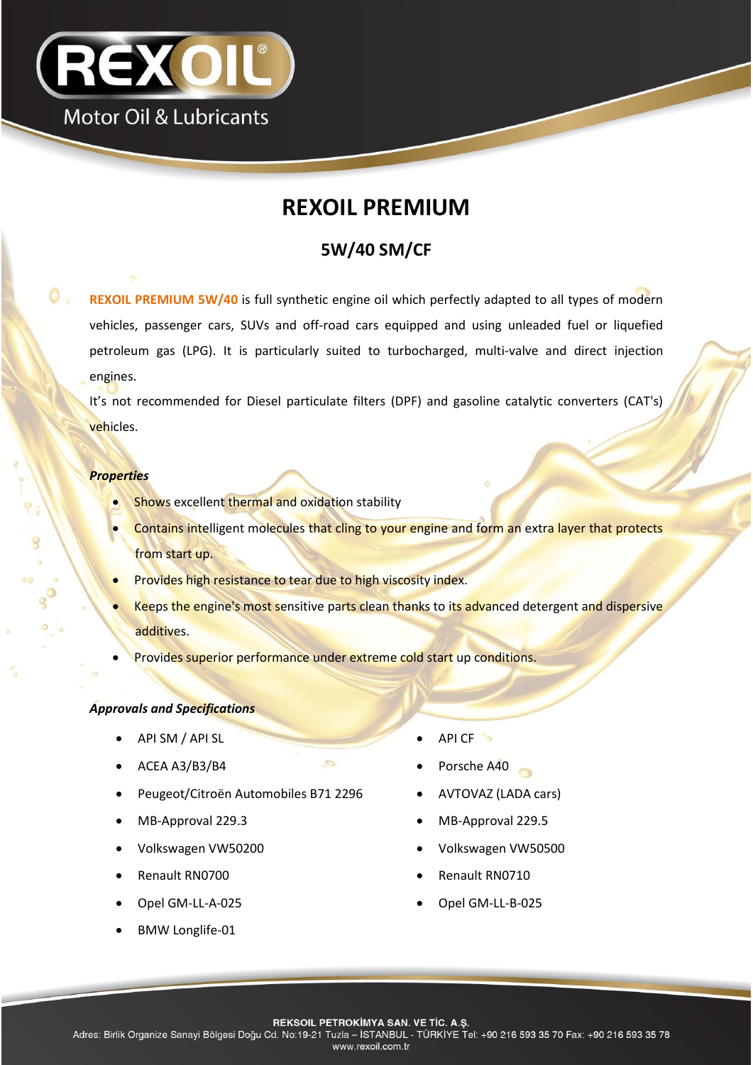# REXOIL PREMIUM

## 5W/40 SM/CF

**REXOIL PREMIUM 5W/40** is full synthetic engine oil which perfectly adapted to all types of modern vehicles, passenger cars, SUVs and off-road cars equipped and using unleaded fuel or liquefied petroleum gas (LPG). It is particularly suited to turbocharged, multi-valve and direct injection engines.

It's not recommended for Diesel particulate filters (DPF) and gasoline catalytic converters (CAT's) vehicles.

***Properties***

- Shows excellent thermal and oxidation stability
- Contains intelligent molecules that cling to your engine and form an extra layer that protects from start up.
- Provides high resistance to tear due to high viscosity index.
- Keeps the engine's most sensitive parts clean thanks to its advanced detergent and dispersive additives.
- Provides superior performance under extreme cold start up conditions.

***Approvals and Specifications***

- API SM / API SL
- ACEA A3/B3/B4
- Peugeot/Citroën Automobiles B71 2296
- MB-Approval 229.3
- Volkswagen VW50200
- Renault RN0700
- Opel GM-LL-A-025
- BMW Longlife-01
- API CF
- Porsche A40
- AVTOVAZ (LADA cars)
- MB-Approval 229.5
- Volkswagen VW50500
- Renault RN0710
- Opel GM-LL-B-025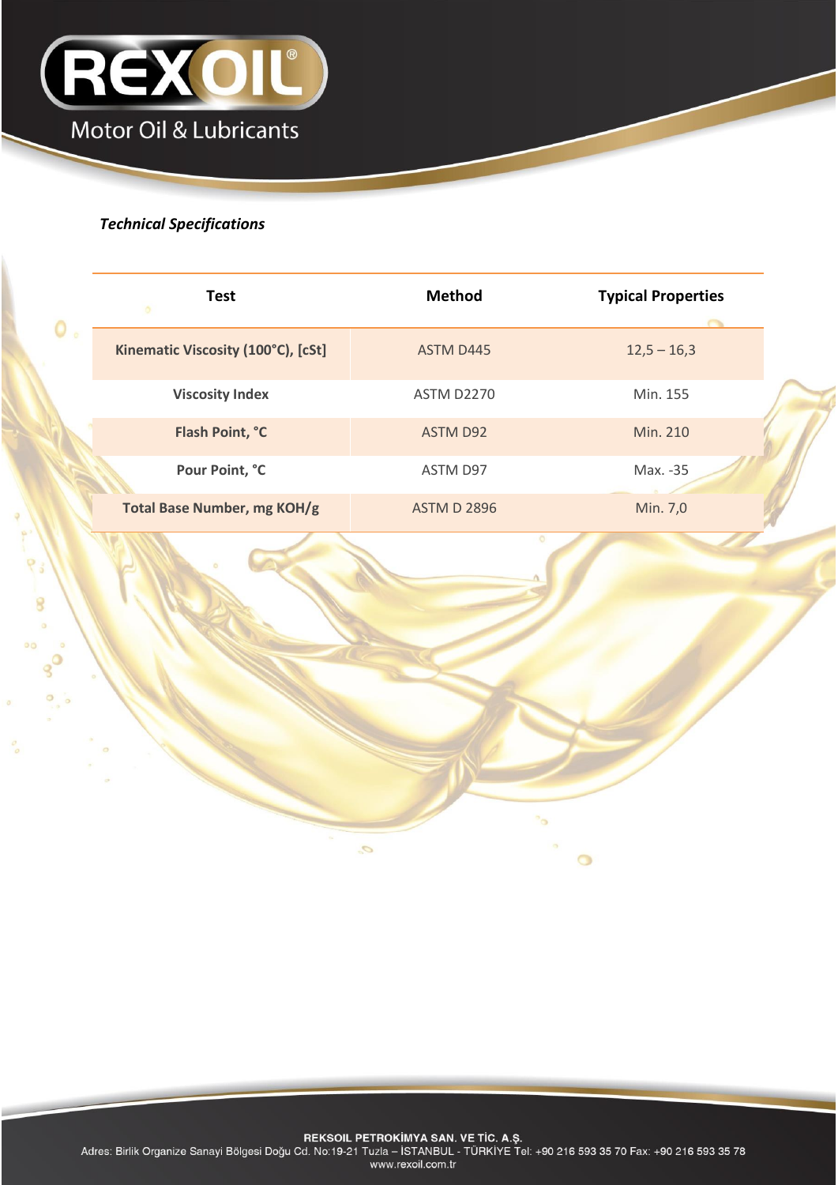*Technical Specifications*

| Test | Method | Typical Properties |
|---|---|---|
| **Kinematic Viscosity (100°C), [cSt]** | ASTM D445 | 12,5 – 16,3 |
| **Viscosity Index** | ASTM D2270 | Min. 155 |
| **Flash Point, °C** | ASTM D92 | Min. 210 |
| **Pour Point, °C** | ASTM D97 | Max. -35 |
| **Total Base Number, mg KOH/g** | ASTM D 2896 | Min. 7,0 |